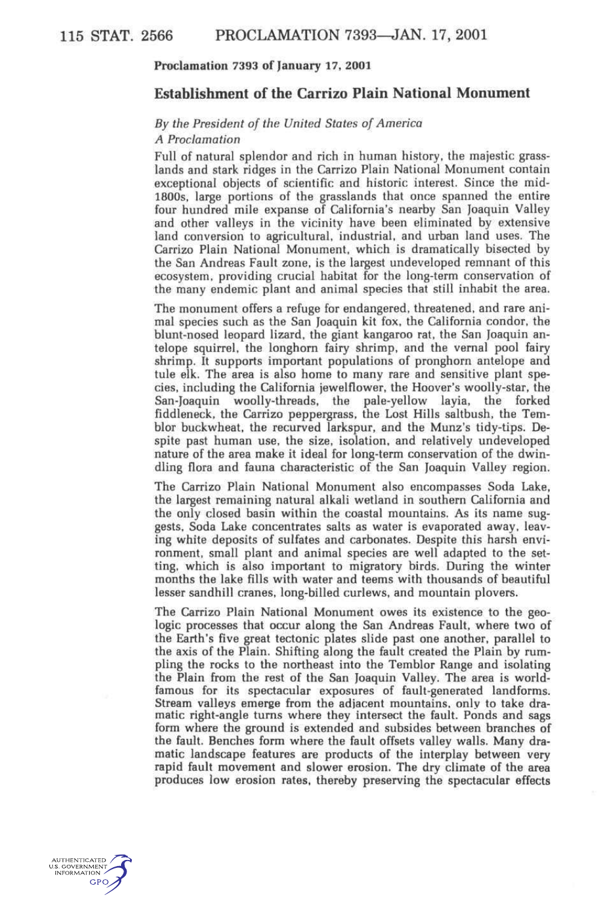**Proclamation 7393 of January 17, 2001**

## Establishment of the Carrizo Plain National Monument

*By the President of the United States of America*

*A Proclamation*

Full of natural splendor and rich in human history, the majestic grasslands and stark ridges in the Carrizo Plain National Monument contain exceptional objects of scientific and historic interest. Since the mid-1800s, large portions of the grasslands that once spanned the entire four hundred mile expanse of California's nearby San Joaquin Valley and other valleys in the vicinity have been eliminated by extensive land conversion to agricultural, industrial, and urban land uses. The Carrizo Plain National Monument, which is dramatically bisected by the San Andreas Fault zone, is the largest undeveloped remnant of this ecosystem, providing crucial habitat for the long-term conservation of the many endemic plant and animal species that still inhabit the area.

The monument offers a refuge for endangered, threatened, and rare animal species such as the San Joaquin kit fox, the California condor, the blunt-nosed leopard lizard, the giant kangaroo rat, the San Joaquin antelope squirrel, the longhorn fairy shrimp, and the vernal pool fairy shrimp. It supports important populations of pronghorn antelope and tule elk. The area is also home to many rare and sensitive plant species, including the California jewelflower, the Hoover's woolly-star, the San-Joaquin woolly-threads, the pale-yellow layia, the forked fiddleneck, the Carrizo peppergrass, the Lost Hills saltbush, the Temblor buckwheat, the recurved larkspur, and the Munz's tidy-tips. Despite past human use, the size, isolation, and relatively undeveloped nature of the area make it ideal for long-term conservation of the dwindling flora and fauna characteristic of the San Joaquin Valley region.

The Carrizo Plain National Monument also encompasses Soda Lake, the largest remaining natural alkali wetland in southern California and the only closed basin within the coastal mountains. As its name suggests, Soda Lake concentrates salts as water is evaporated away, leaving white deposits of sulfates and carbonates. Despite this harsh environment, small plant and animal species are well adapted to the setting, which is also important to migratory birds. During the winter months the lake fills with water and teems with thousands of beautiful lesser sandhill cranes, long-billed curlews, and mountain plovers.

The Carrizo Plain National Monument owes its existence to the geologic processes that occur along the San Andreas Fault, where two of the Earth's five great tectonic plates slide past one another, parallel to the axis of the Plain. Shifting along the fault created the Plain by rumpling the rocks to the northeast into the Temblor Range and isolating the Plain from the rest of the San Joaquin Valley. The area is world-famous for its spectacular exposures of fault-generated landforms. Stream valleys emerge from the adjacent mountains, only to take dramatic right-angle turns where they intersect the fault. Ponds and sags form where the ground is extended and subsides between branches of the fault. Benches form where the fault offsets valley walls. Many dramatic landscape features are products of the interplay between very rapid fault movement and slower erosion. The dry climate of the area produces low erosion rates, thereby preserving the spectacular effects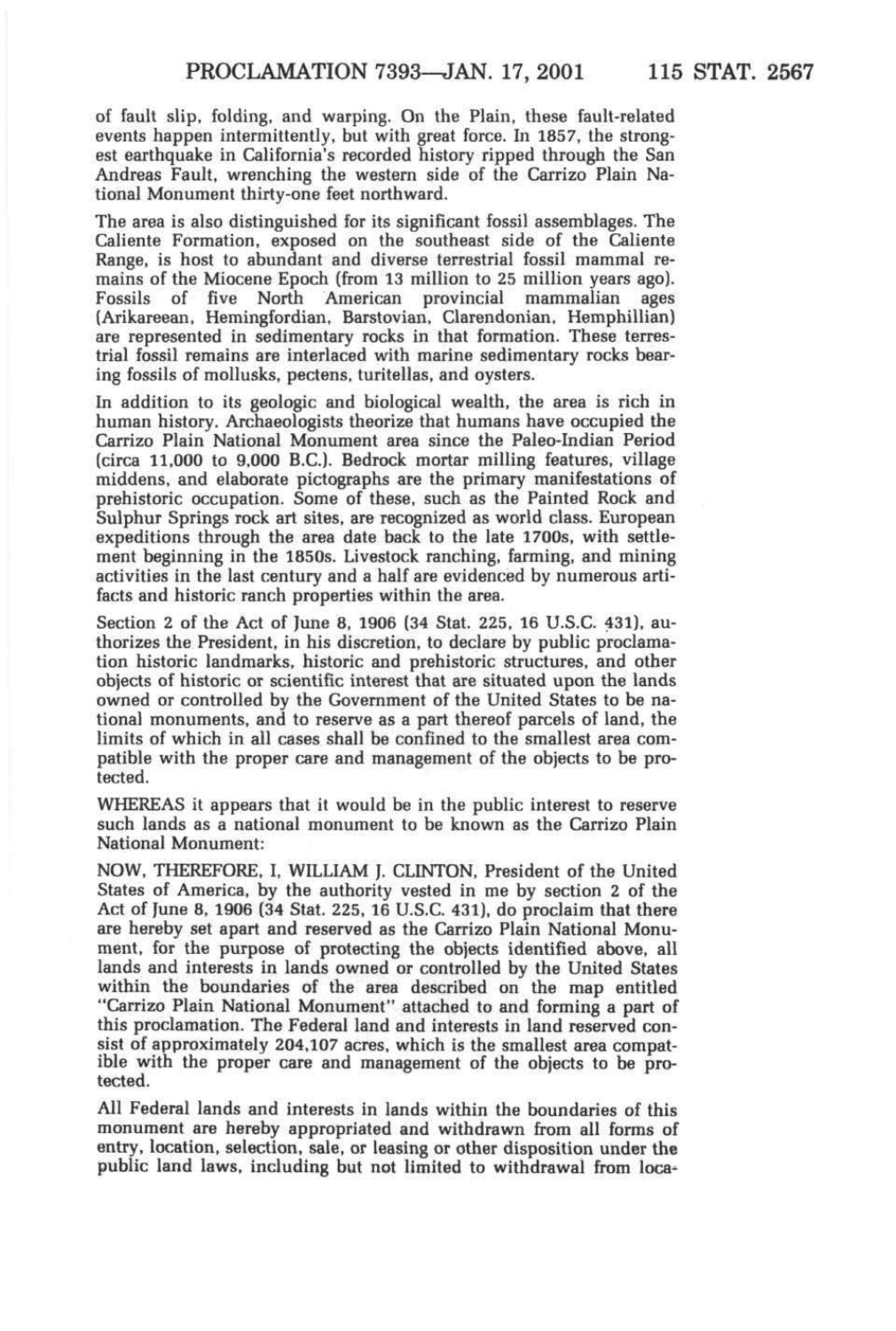of fault slip, folding, and warping. On the Plain, these fault-related events happen intermittently, but with great force. In 1857, the strongest earthquake in California's recorded history ripped through the San Andreas Fault, wrenching the western side of the Carrizo Plain National Monument thirty-one feet northward.

The area is also distinguished for its significant fossil assemblages. The Caliente Formation, exposed on the southeast side of the Caliente Range, is host to abundant and diverse terrestrial fossil mammal remains of the Miocene Epoch (from 13 million to 25 million years ago). Fossils of five North American provincial mammalian ages (Arikareean, Hemingfordian, Barstovian, Clarendonian, Hemphillian) are represented in sedimentary rocks in that formation. These terrestrial fossil remains are interlaced with marine sedimentary rocks bearing fossils of mollusks, pectens, turitellas, and oysters.

In addition to its geologic and biological wealth, the area is rich in human history. Archaeologists theorize that humans have occupied the Carrizo Plain National Monument area since the Paleo-Indian Period (circa 11,000 to 9,000 B.C.). Bedrock mortar milling features, village middens, and elaborate pictographs are the primary manifestations of prehistoric occupation. Some of these, such as the Painted Rock and Sulphur Springs rock art sites, are recognized as world class. European expeditions through the area date back to the late 1700s, with settlement beginning in the 1850s. Livestock ranching, farming, and mining activities in the last century and a half are evidenced by numerous artifacts and historic ranch properties within the area.

Section 2 of the Act of June 8, 1906 (34 Stat. 225, 16 U.S.C. 431), authorizes the President, in his discretion, to declare by public proclamation historic landmarks, historic and prehistoric structures, and other objects of historic or scientific interest that are situated upon the lands owned or controlled by the Government of the United States to be national monuments, and to reserve as a part thereof parcels of land, the limits of which in all cases shall be confined to the smallest area compatible with the proper care and management of the objects to be protected.

WHEREAS it appears that it would be in the public interest to reserve such lands as a national monument to be known as the Carrizo Plain National Monument:

NOW, THEREFORE, I, WILLIAM J. CLINTON, President of the United States of America, by the authority vested in me by section 2 of the Act of June 8, 1906 (34 Stat. 225, 16 U.S.C. 431), do proclaim that there are hereby set apart and reserved as the Carrizo Plain National Monument, for the purpose of protecting the objects identified above, all lands and interests in lands owned or controlled by the United States within the boundaries of the area described on the map entitled "Carrizo Plain National Monument" attached to and forming a part of this proclamation. The Federal land and interests in land reserved consist of approximately 204,107 acres, which is the smallest area compatible with the proper care and management of the objects to be protected.

All Federal lands and interests in lands within the boundaries of this monument are hereby appropriated and withdrawn from all forms of entry, location, selection, sale, or leasing or other disposition under the public land laws, including but not limited to withdrawal from loca-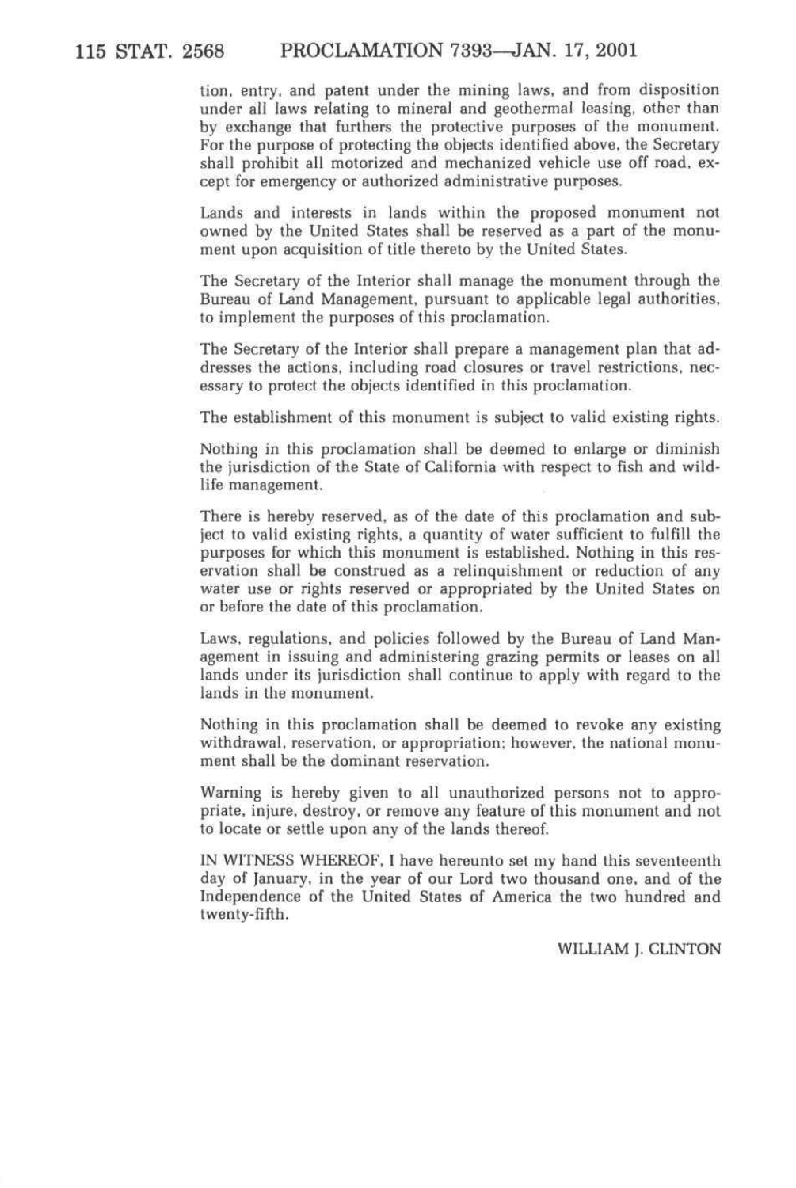tion, entry, and patent under the mining laws, and from disposition under all laws relating to mineral and geothermal leasing, other than by exchange that furthers the protective purposes of the monument. For the purpose of protecting the objects identified above, the Secretary shall prohibit all motorized and mechanized vehicle use off road, except for emergency or authorized administrative purposes.

Lands and interests in lands within the proposed monument not owned by the United States shall be reserved as a part of the monument upon acquisition of title thereto by the United States.

The Secretary of the Interior shall manage the monument through the Bureau of Land Management, pursuant to applicable legal authorities, to implement the purposes of this proclamation.

The Secretary of the Interior shall prepare a management plan that addresses the actions, including road closures or travel restrictions, necessary to protect the objects identified in this proclamation.

The establishment of this monument is subject to valid existing rights.

Nothing in this proclamation shall be deemed to enlarge or diminish the jurisdiction of the State of California with respect to fish and wildlife management.

There is hereby reserved, as of the date of this proclamation and subject to valid existing rights, a quantity of water sufficient to fulfill the purposes for which this monument is established. Nothing in this reservation shall be construed as a relinquishment or reduction of any water use or rights reserved or appropriated by the United States on or before the date of this proclamation.

Laws, regulations, and policies followed by the Bureau of Land Management in issuing and administering grazing permits or leases on all lands under its jurisdiction shall continue to apply with regard to the lands in the monument.

Nothing in this proclamation shall be deemed to revoke any existing withdrawal, reservation, or appropriation; however, the national monument shall be the dominant reservation.

Warning is hereby given to all unauthorized persons not to appropriate, injure, destroy, or remove any feature of this monument and not to locate or settle upon any of the lands thereof.

IN WITNESS WHEREOF, I have hereunto set my hand this seventeenth day of January, in the year of our Lord two thousand one, and of the Independence of the United States of America the two hundred and twenty-fifth.

WILLIAM J. CLINTON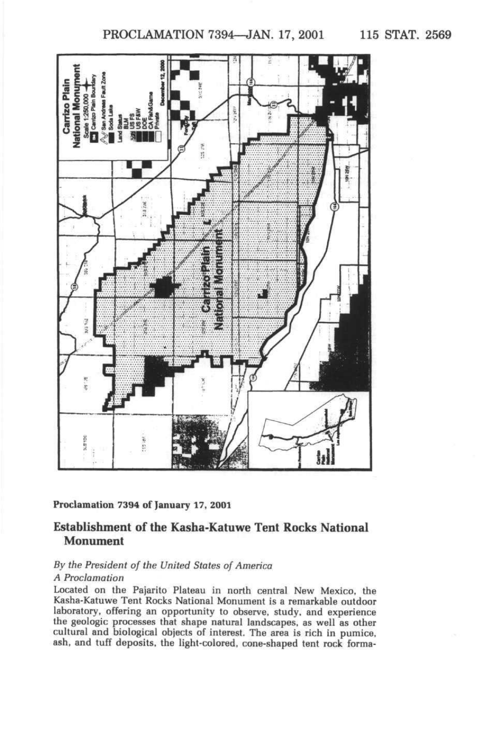Carrizo Plain National Monument

Scale 1:250,000

Carrizo Plain Boundary

San Andreas Fault Zone

Soda Lake

Land Status

BLM

US FS

US F&W

DOE

CA Fish&Game

Private

December 12, 2000

Carrizo Plain National Monument

**Proclamation 7394 of January 17, 2001**

## Establishment of the Kasha-Katuwe Tent Rocks National Monument

*By the President of the United States of America*

*A Proclamation*

Located on the Pajarito Plateau in north central New Mexico, the Kasha-Katuwe Tent Rocks National Monument is a remarkable outdoor laboratory, offering an opportunity to observe, study, and experience the geologic processes that shape natural landscapes, as well as other cultural and biological objects of interest. The area is rich in pumice, ash, and tuff deposits, the light-colored, cone-shaped tent rock forma-